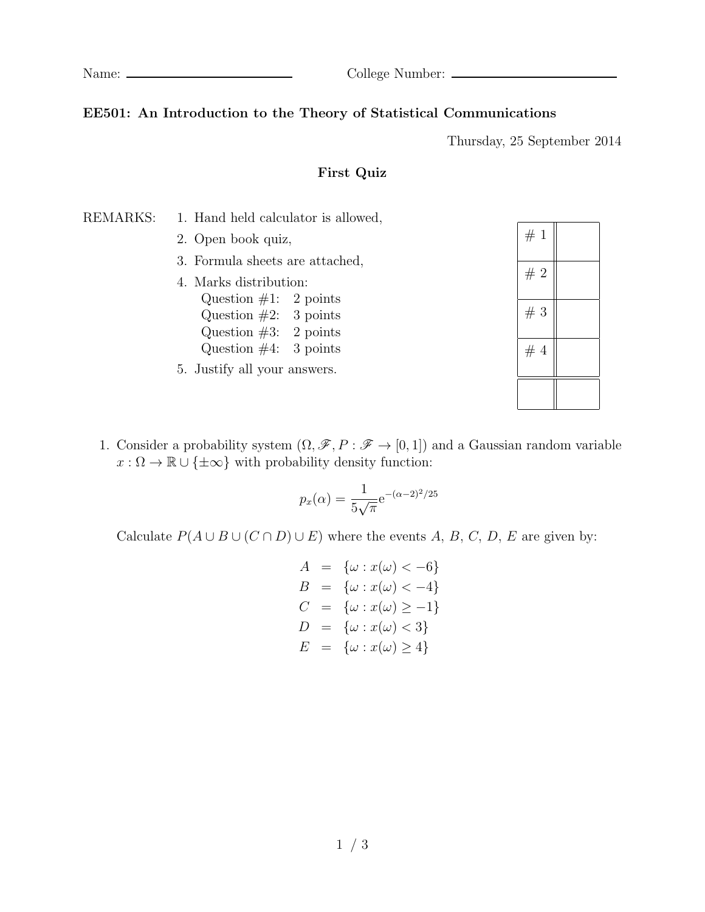Name: ______________________ College Number: ______________________

**EE501: An Introduction to the Theory of Statistical Communications**

Thursday, 25 September 2014

**First Quiz**

REMARKS:

1. Hand held calculator is allowed,
2. Open book quiz,
3. Formula sheets are attached,
4. Marks distribution:
   Question #1: 2 points
   Question #2: 3 points
   Question #3: 2 points
   Question #4: 3 points
5. Justify all your answers.

| # 1 | |
|---|---|
| # 2 | |
| # 3 | |
| # 4 | |
| | |

1. Consider a probability system $(\Omega, \mathscr{F}, P : \mathscr{F} \to [0, 1])$ and a Gaussian random variable $x : \Omega \to \mathbb{R} \cup \{\pm\infty\}$ with probability density function:

$$p_x(\alpha) = \frac{1}{5\sqrt{\pi}} e^{-(\alpha-2)^2/25}$$

Calculate $P(A \cup B \cup (C \cap D) \cup E)$ where the events $A$, $B$, $C$, $D$, $E$ are given by:

$$\begin{aligned}
A &= \{\omega : x(\omega) < -6\} \\
B &= \{\omega : x(\omega) < -4\} \\
C &= \{\omega : x(\omega) \geq -1\} \\
D &= \{\omega : x(\omega) < 3\} \\
E &= \{\omega : x(\omega) \geq 4\}
\end{aligned}$$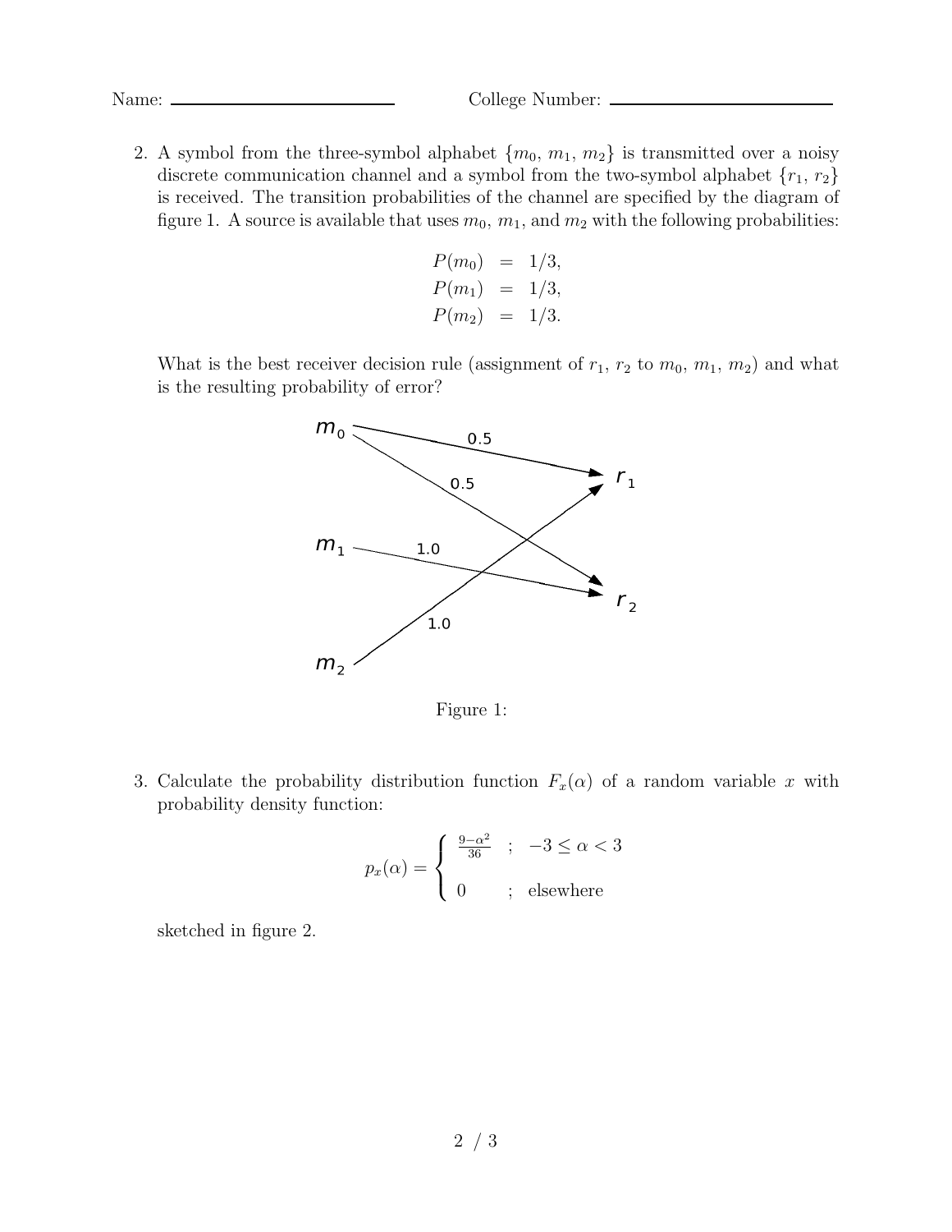Name: ______________________ College Number: ______________________

2. A symbol from the three-symbol alphabet $\{m_0, m_1, m_2\}$ is transmitted over a noisy discrete communication channel and a symbol from the two-symbol alphabet $\{r_1, r_2\}$ is received. The transition probabilities of the channel are specified by the diagram of figure 1. A source is available that uses $m_0$, $m_1$, and $m_2$ with the following probabilities:

$$
\begin{aligned}
P(m_0) &= 1/3, \\
P(m_1) &= 1/3, \\
P(m_2) &= 1/3.
\end{aligned}
$$

What is the best receiver decision rule (assignment of $r_1$, $r_2$ to $m_0$, $m_1$, $m_2$) and what is the resulting probability of error?

$m_0$ → $r_1$: 0.5
$m_0$ → $r_2$: 0.5
$m_1$ → $r_2$: 1.0
$m_2$ → $r_1$: 1.0

Figure 1:

3. Calculate the probability distribution function $F_x(\alpha)$ of a random variable $x$ with probability density function:

$$
p_x(\alpha) = \begin{cases} \frac{9-\alpha^2}{36} & ; \quad -3 \leq \alpha < 3 \\ 0 & ; \quad \text{elsewhere} \end{cases}
$$

sketched in figure 2.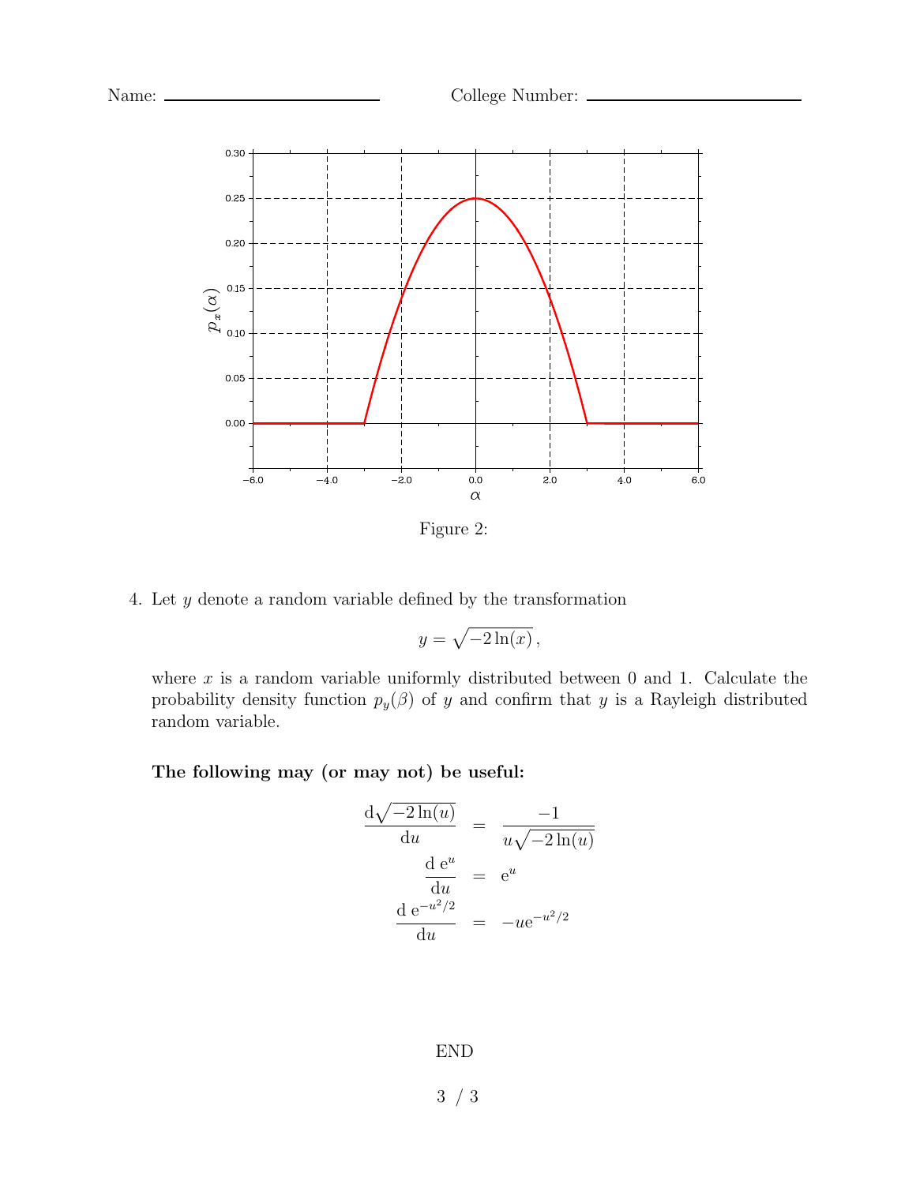Name: ______________________ College Number: ______________________

Figure 2:

4. Let $y$ denote a random variable defined by the transformation

$$y = \sqrt{-2\ln(x)}\,,$$

where $x$ is a random variable uniformly distributed between 0 and 1. Calculate the probability density function $p_y(\beta)$ of $y$ and confirm that $y$ is a Rayleigh distributed random variable.

**The following may (or may not) be useful:**

$$\begin{aligned}
\frac{\mathrm{d}\sqrt{-2\ln(u)}}{\mathrm{d}u} &= \frac{-1}{u\sqrt{-2\ln(u)}} \\
\frac{\mathrm{d}\ \mathrm{e}^{u}}{\mathrm{d}u} &= \mathrm{e}^{u} \\
\frac{\mathrm{d}\ \mathrm{e}^{-u^2/2}}{\mathrm{d}u} &= -u\mathrm{e}^{-u^2/2}
\end{aligned}$$

END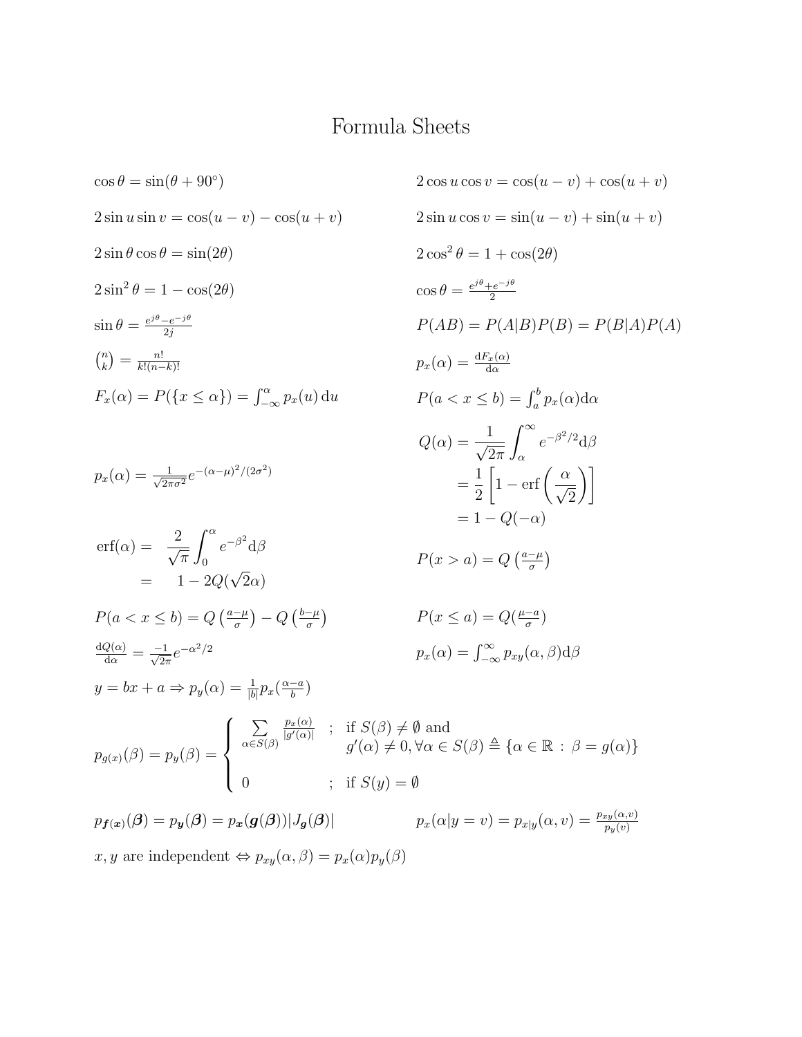# Formula Sheets

$$\cos\theta = \sin(\theta + 90^\circ)$$

$$2\cos u \cos v = \cos(u-v) + \cos(u+v)$$

$$2\sin u \sin v = \cos(u-v) - \cos(u+v)$$

$$2\sin u \cos v = \sin(u-v) + \sin(u+v)$$

$$2\sin\theta\cos\theta = \sin(2\theta)$$

$$2\cos^2\theta = 1 + \cos(2\theta)$$

$$2\sin^2\theta = 1 - \cos(2\theta)$$

$$\cos\theta = \frac{e^{j\theta}+e^{-j\theta}}{2}$$

$$\sin\theta = \frac{e^{j\theta}-e^{-j\theta}}{2j}$$

$$P(AB) = P(A|B)P(B) = P(B|A)P(A)$$

$$\binom{n}{k} = \frac{n!}{k!(n-k)!}$$

$$p_x(\alpha) = \frac{\mathrm{d}F_x(\alpha)}{\mathrm{d}\alpha}$$

$$F_x(\alpha) = P(\{x \le \alpha\}) = \int_{-\infty}^{\alpha} p_x(u)\,\mathrm{d}u$$

$$P(a < x \le b) = \int_a^b p_x(\alpha)\mathrm{d}\alpha$$

$$p_x(\alpha) = \frac{1}{\sqrt{2\pi\sigma^2}} e^{-(\alpha-\mu)^2/(2\sigma^2)}$$

$$\begin{aligned} Q(\alpha) &= \frac{1}{\sqrt{2\pi}}\int_\alpha^\infty e^{-\beta^2/2}\mathrm{d}\beta \\ &= \frac{1}{2}\left[1 - \mathrm{erf}\left(\frac{\alpha}{\sqrt{2}}\right)\right] \\ &= 1 - Q(-\alpha) \end{aligned}$$

$$\begin{aligned} \mathrm{erf}(\alpha) &= \frac{2}{\sqrt{\pi}}\int_0^\alpha e^{-\beta^2}\mathrm{d}\beta \\ &= 1 - 2Q(\sqrt{2}\alpha) \end{aligned}$$

$$P(x > a) = Q\left(\frac{a-\mu}{\sigma}\right)$$

$$P(a < x \le b) = Q\left(\frac{a-\mu}{\sigma}\right) - Q\left(\frac{b-\mu}{\sigma}\right)$$

$$P(x \le a) = Q\left(\frac{\mu-a}{\sigma}\right)$$

$$\frac{\mathrm{d}Q(\alpha)}{\mathrm{d}\alpha} = \frac{-1}{\sqrt{2\pi}}e^{-\alpha^2/2}$$

$$p_x(\alpha) = \int_{-\infty}^{\infty} p_{xy}(\alpha,\beta)\mathrm{d}\beta$$

$$y = bx + a \Rightarrow p_y(\alpha) = \frac{1}{|b|}p_x\left(\frac{\alpha-a}{b}\right)$$

$$p_{g(x)}(\beta) = p_y(\beta) = \begin{cases} \displaystyle\sum_{\alpha\in S(\beta)} \frac{p_x(\alpha)}{|g'(\alpha)|} & ; \ \text{if } S(\beta) \ne \emptyset \text{ and } g'(\alpha) \ne 0, \forall \alpha \in S(\beta) \triangleq \{\alpha \in \mathbb{R} : \beta = g(\alpha)\} \\ 0 & ; \ \text{if } S(y) = \emptyset \end{cases}$$

$$p_{\boldsymbol{f}(\boldsymbol{x})}(\boldsymbol{\beta}) = p_{\boldsymbol{y}}(\boldsymbol{\beta}) = p_{\boldsymbol{x}}(\boldsymbol{g}(\boldsymbol{\beta}))|J_{\boldsymbol{g}}(\boldsymbol{\beta})|$$

$$p_x(\alpha|y=v) = p_{x|y}(\alpha, v) = \frac{p_{xy}(\alpha,v)}{p_y(v)}$$

$x, y$ are independent $\Leftrightarrow p_{xy}(\alpha,\beta) = p_x(\alpha)p_y(\beta)$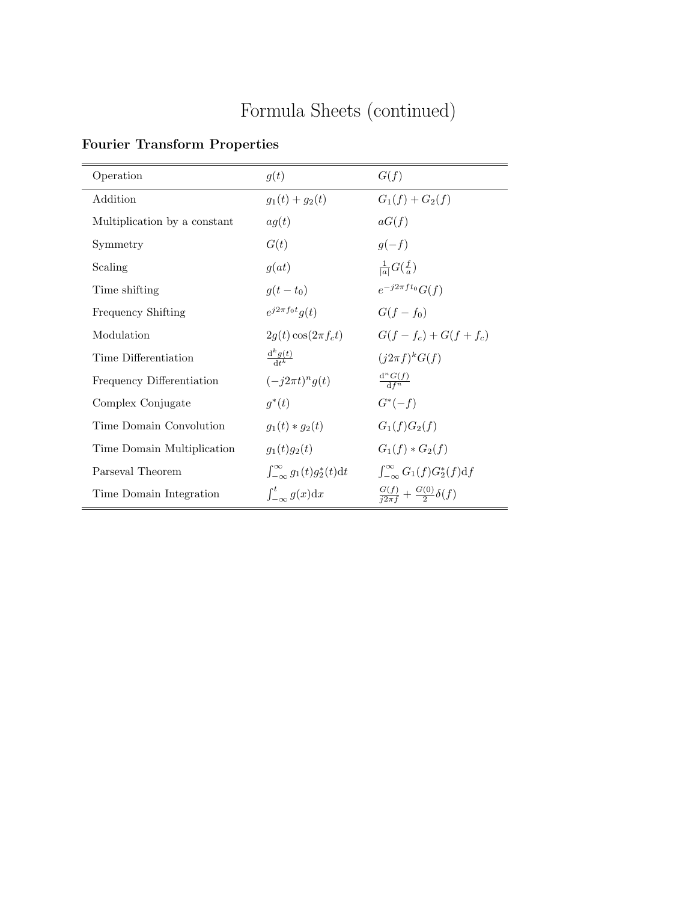# Formula Sheets (continued)

### Fourier Transform Properties

| Operation | $g(t)$ | $G(f)$ |
|---|---|---|
| Addition | $g_1(t) + g_2(t)$ | $G_1(f) + G_2(f)$ |
| Multiplication by a constant | $ag(t)$ | $aG(f)$ |
| Symmetry | $G(t)$ | $g(-f)$ |
| Scaling | $g(at)$ | $\frac{1}{\lvert a \rvert} G(\frac{f}{a})$ |
| Time shifting | $g(t - t_0)$ | $e^{-j2\pi f t_0} G(f)$ |
| Frequency Shifting | $e^{j2\pi f_0 t} g(t)$ | $G(f - f_0)$ |
| Modulation | $2g(t)\cos(2\pi f_c t)$ | $G(f - f_c) + G(f + f_c)$ |
| Time Differentiation | $\frac{\mathrm{d}^k g(t)}{\mathrm{d}t^k}$ | $(j2\pi f)^k G(f)$ |
| Frequency Differentiation | $(-j2\pi t)^n g(t)$ | $\frac{\mathrm{d}^n G(f)}{\mathrm{d}f^n}$ |
| Complex Conjugate | $g^*(t)$ | $G^*(-f)$ |
| Time Domain Convolution | $g_1(t) * g_2(t)$ | $G_1(f)G_2(f)$ |
| Time Domain Multiplication | $g_1(t)g_2(t)$ | $G_1(f) * G_2(f)$ |
| Parseval Theorem | $\int_{-\infty}^{\infty} g_1(t) g_2^*(t) \mathrm{d}t$ | $\int_{-\infty}^{\infty} G_1(f) G_2^*(f) \mathrm{d}f$ |
| Time Domain Integration | $\int_{-\infty}^{t} g(x) \mathrm{d}x$ | $\frac{G(f)}{j2\pi f} + \frac{G(0)}{2}\delta(f)$ |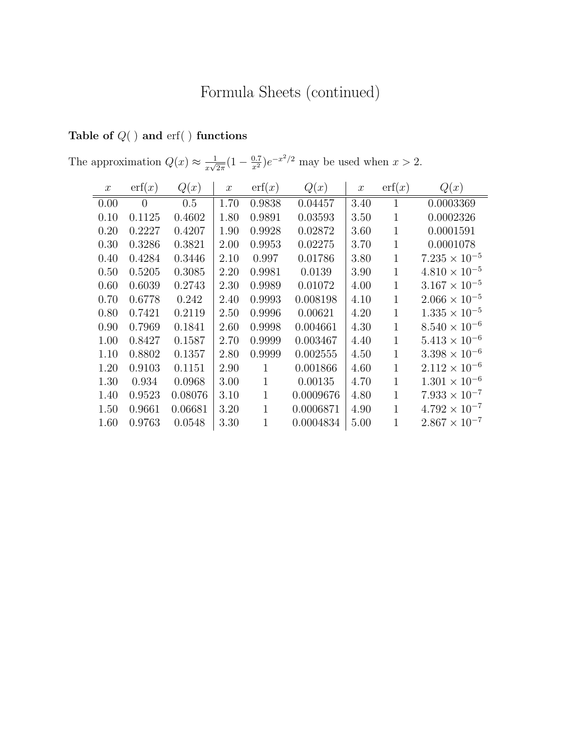# Formula Sheets (continued)

**Table of $Q(\,)$ and $\mathrm{erf}(\,)$ functions**

The approximation $Q(x) \approx \frac{1}{x\sqrt{2\pi}}(1 - \frac{0.7}{x^2})e^{-x^2/2}$ may be used when $x > 2$.

| $x$ | $\mathrm{erf}(x)$ | $Q(x)$ | $x$ | $\mathrm{erf}(x)$ | $Q(x)$ | $x$ | $\mathrm{erf}(x)$ | $Q(x)$ |
|---|---|---|---|---|---|---|---|---|
| 0.00 | 0 | 0.5 | 1.70 | 0.9838 | 0.04457 | 3.40 | 1 | 0.0003369 |
| 0.10 | 0.1125 | 0.4602 | 1.80 | 0.9891 | 0.03593 | 3.50 | 1 | 0.0002326 |
| 0.20 | 0.2227 | 0.4207 | 1.90 | 0.9928 | 0.02872 | 3.60 | 1 | 0.0001591 |
| 0.30 | 0.3286 | 0.3821 | 2.00 | 0.9953 | 0.02275 | 3.70 | 1 | 0.0001078 |
| 0.40 | 0.4284 | 0.3446 | 2.10 | 0.997 | 0.01786 | 3.80 | 1 | $7.235 \times 10^{-5}$ |
| 0.50 | 0.5205 | 0.3085 | 2.20 | 0.9981 | 0.0139 | 3.90 | 1 | $4.810 \times 10^{-5}$ |
| 0.60 | 0.6039 | 0.2743 | 2.30 | 0.9989 | 0.01072 | 4.00 | 1 | $3.167 \times 10^{-5}$ |
| 0.70 | 0.6778 | 0.242 | 2.40 | 0.9993 | 0.008198 | 4.10 | 1 | $2.066 \times 10^{-5}$ |
| 0.80 | 0.7421 | 0.2119 | 2.50 | 0.9996 | 0.00621 | 4.20 | 1 | $1.335 \times 10^{-5}$ |
| 0.90 | 0.7969 | 0.1841 | 2.60 | 0.9998 | 0.004661 | 4.30 | 1 | $8.540 \times 10^{-6}$ |
| 1.00 | 0.8427 | 0.1587 | 2.70 | 0.9999 | 0.003467 | 4.40 | 1 | $5.413 \times 10^{-6}$ |
| 1.10 | 0.8802 | 0.1357 | 2.80 | 0.9999 | 0.002555 | 4.50 | 1 | $3.398 \times 10^{-6}$ |
| 1.20 | 0.9103 | 0.1151 | 2.90 | 1 | 0.001866 | 4.60 | 1 | $2.112 \times 10^{-6}$ |
| 1.30 | 0.934 | 0.0968 | 3.00 | 1 | 0.00135 | 4.70 | 1 | $1.301 \times 10^{-6}$ |
| 1.40 | 0.9523 | 0.08076 | 3.10 | 1 | 0.0009676 | 4.80 | 1 | $7.933 \times 10^{-7}$ |
| 1.50 | 0.9661 | 0.06681 | 3.20 | 1 | 0.0006871 | 4.90 | 1 | $4.792 \times 10^{-7}$ |
| 1.60 | 0.9763 | 0.0548 | 3.30 | 1 | 0.0004834 | 5.00 | 1 | $2.867 \times 10^{-7}$ |